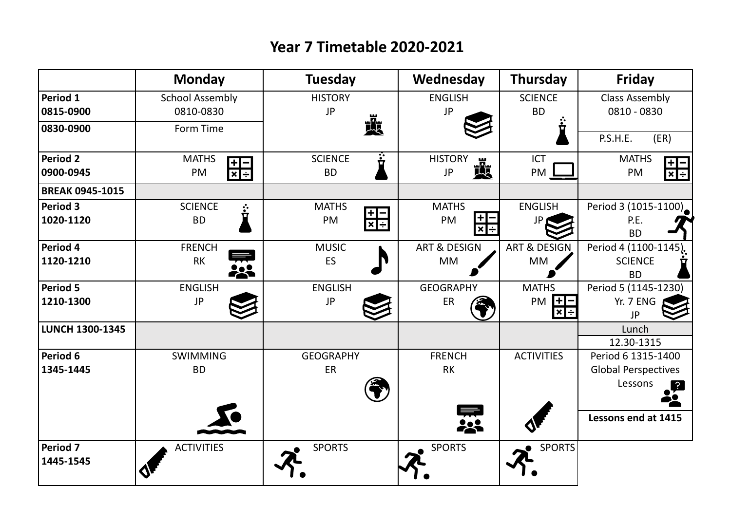# Year 7 Timetable 2020-2021

| | Monday | Tuesday | Wednesday | Thursday | Friday |
|---|---|---|---|---|---|
| **Period 1**<br>**0815-0900** | School Assembly<br>0810-0830 | HISTORY<br>JP | ENGLISH<br>JP | SCIENCE<br>BD | Class Assembly<br>0810 - 0830 |
| **0830-0900** | Form Time | | | | P.S.H.E. (ER) |
| **Period 2**<br>**0900-0945** | MATHS<br>PM | SCIENCE<br>BD | HISTORY<br>JP | ICT<br>PM | MATHS<br>PM |
| **BREAK 0945-1015** | | | | | |
| **Period 3**<br>**1020-1120** | SCIENCE<br>BD | MATHS<br>PM | MATHS<br>PM | ENGLISH<br>JP | Period 3 (1015-1100)<br>P.E.<br>BD |
| **Period 4**<br>**1120-1210** | FRENCH<br>RK | MUSIC<br>ES | ART & DESIGN<br>MM | ART & DESIGN<br>MM | Period 4 (1100-1145)<br>SCIENCE<br>BD |
| **Period 5**<br>**1210-1300** | ENGLISH<br>JP | ENGLISH<br>JP | GEOGRAPHY<br>ER | MATHS<br>PM | Period 5 (1145-1230)<br>Yr. 7 ENG<br>JP |
| **LUNCH 1300-1345** | | | | | Lunch<br>12.30-1315 |
| **Period 6**<br>**1345-1445** | SWIMMING<br>BD | GEOGRAPHY<br>ER | FRENCH<br>RK | ACTIVITIES | Period 6 1315-1400<br>Global Perspectives<br>Lessons<br><br>**Lessons end at 1415** |
| **Period 7**<br>**1445-1545** | ACTIVITIES | SPORTS | SPORTS | SPORTS | |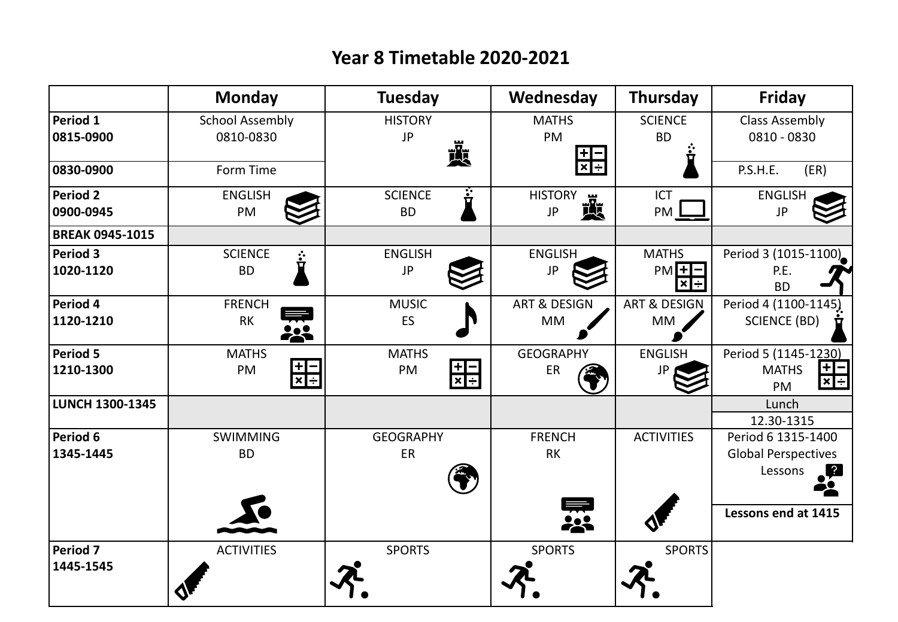# Year 8 Timetable 2020-2021

| | Monday | Tuesday | Wednesday | Thursday | Friday |
|---|---|---|---|---|---|
| **Period 1** **0815-0900** | School Assembly 0810-0830 | HISTORY JP | MATHS PM | SCIENCE BD | Class Assembly 0810 - 0830 |
| **0830-0900** | Form Time | | | | P.S.H.E. (ER) |
| **Period 2** **0900-0945** | ENGLISH PM | SCIENCE BD | HISTORY JP | ICT PM | ENGLISH JP |
| **BREAK 0945-1015** | | | | | |
| **Period 3** **1020-1120** | SCIENCE BD | ENGLISH JP | ENGLISH JP | MATHS PM | Period 3 (1015-1100) P.E. BD |
| **Period 4** **1120-1210** | FRENCH RK | MUSIC ES | ART & DESIGN MM | ART & DESIGN MM | Period 4 (1100-1145) SCIENCE (BD) |
| **Period 5** **1210-1300** | MATHS PM | MATHS PM | GEOGRAPHY ER | ENGLISH JP | Period 5 (1145-1230) MATHS PM |
| **LUNCH 1300-1345** | | | | | Lunch 12.30-1315 |
| **Period 6** **1345-1445** | SWIMMING BD | GEOGRAPHY ER | FRENCH RK | ACTIVITIES | Period 6 1315-1400 Global Perspectives Lessons **Lessons end at 1415** |
| **Period 7** **1445-1545** | ACTIVITIES | SPORTS | SPORTS | SPORTS | |